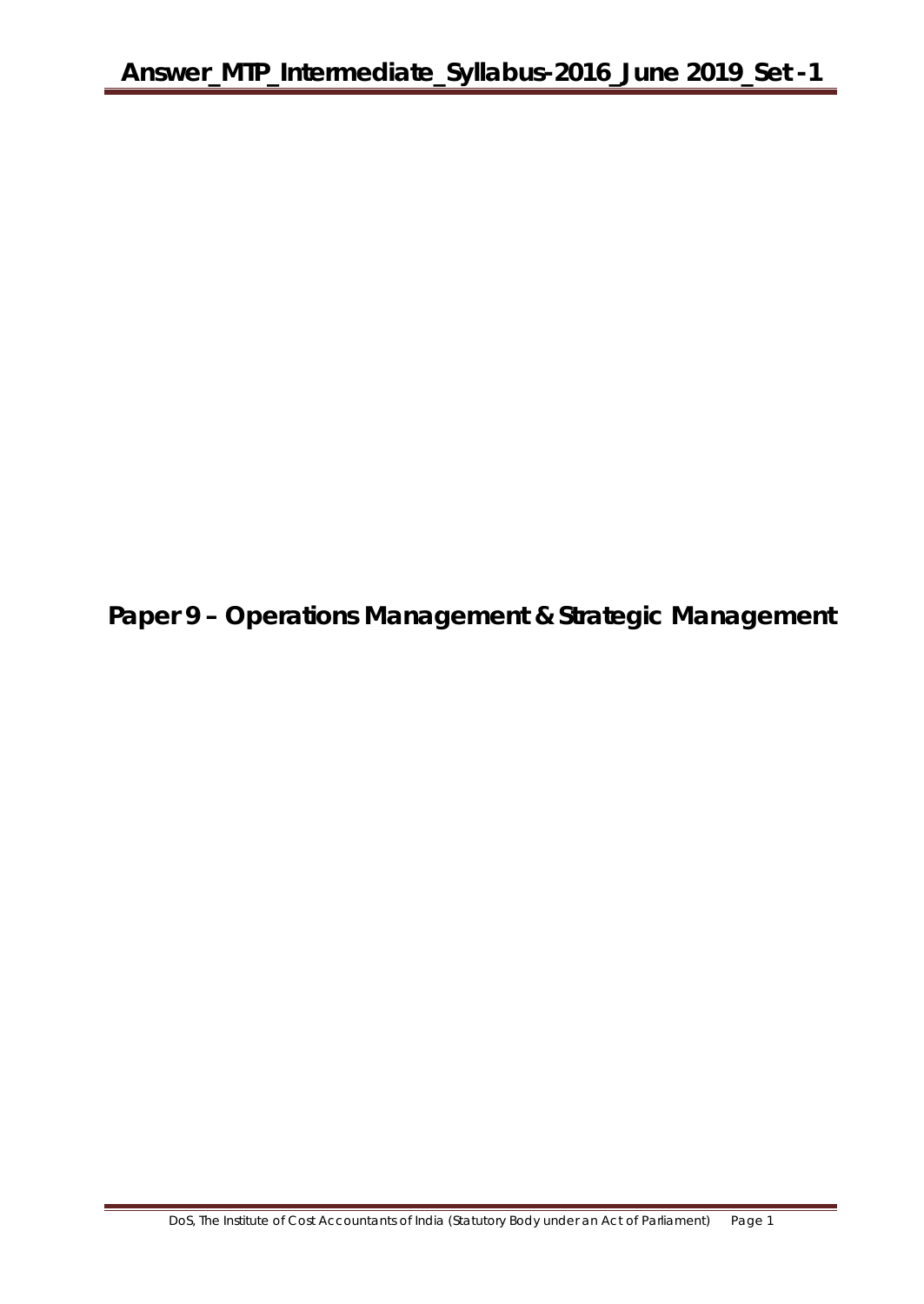# Paper 9 – Operations Management & Strategic Management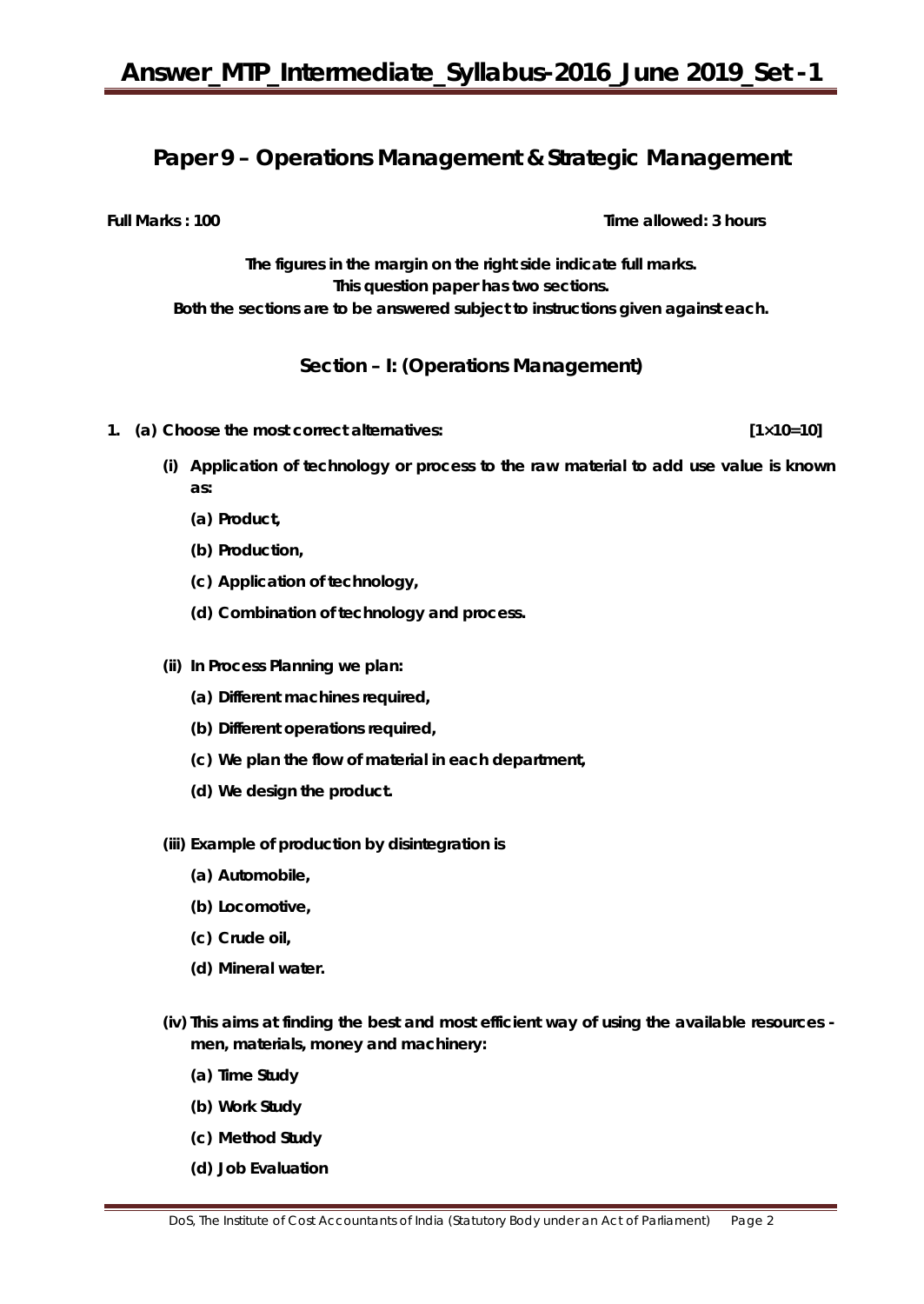# Paper 9 – Operations Management & Strategic Management

**Full Marks : 100** **Time allowed: 3 hours**

**The figures in the margin on the right side indicate full marks.**
**This question paper has two sections.**
**Both the sections are to be answered subject to instructions given against each.**

## Section – I: (Operations Management)

**1. (a) Choose the most correct alternatives: [1×10=10]**

**(i) Application of technology or process to the raw material to add use value is known as:**

- **(a) Product,**
- **(b) Production,**
- **(c) Application of technology,**
- **(d) Combination of technology and process.**

**(ii) In Process Planning we plan:**

- **(a) Different machines required,**
- **(b) Different operations required,**
- **(c) We plan the flow of material in each department,**
- **(d) We design the product.**

**(iii) Example of production by disintegration is**

- **(a) Automobile,**
- **(b) Locomotive,**
- **(c) Crude oil,**
- **(d) Mineral water.**

**(iv) This aims at finding the best and most efficient way of using the available resources - men, materials, money and machinery:**

- **(a) Time Study**
- **(b) Work Study**
- **(c) Method Study**
- **(d) Job Evaluation**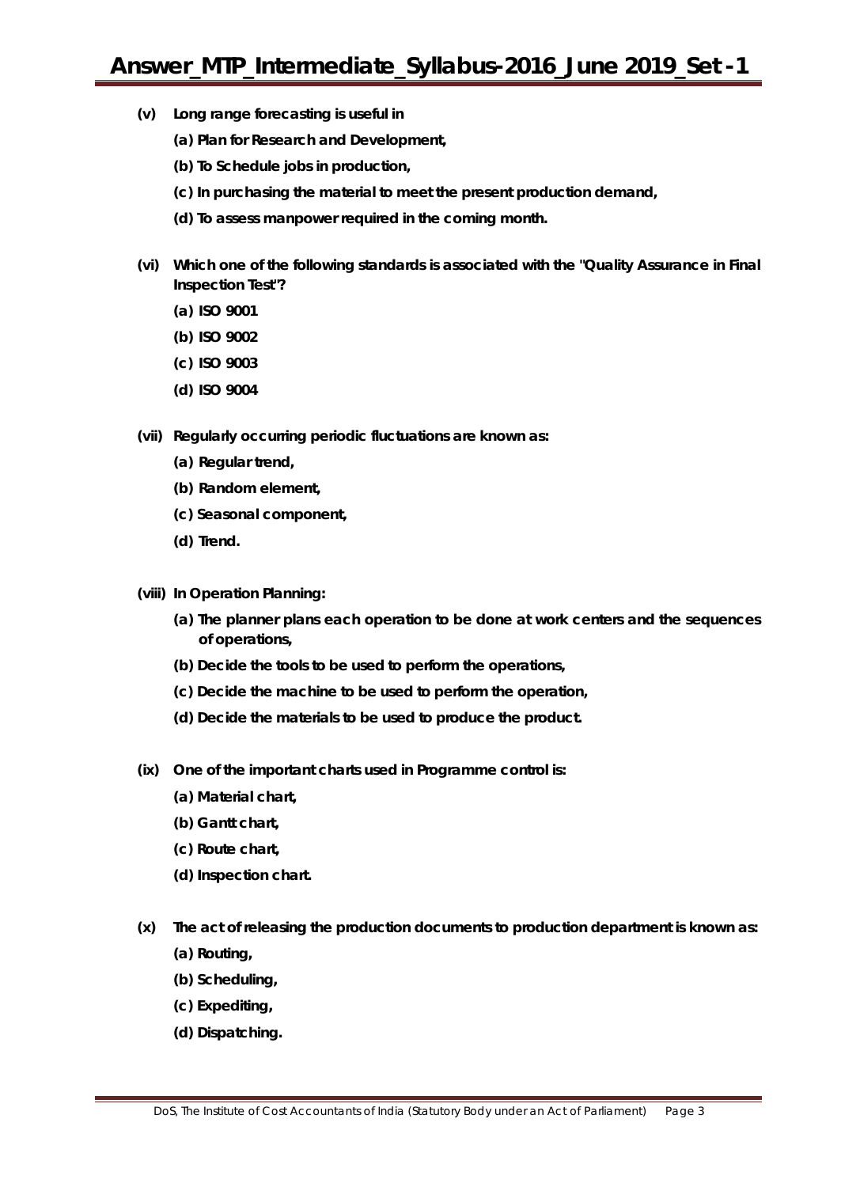**(v) Long range forecasting is useful in**

**(a) Plan for Research and Development,**

**(b) To Schedule jobs in production,**

**(c) In purchasing the material to meet the present production demand,**

**(d) To assess manpower required in the coming month.**

**(vi) Which one of the following standards is associated with the "Quality Assurance in Final Inspection Test'?**

**(a) ISO 9001**

**(b) ISO 9002**

**(c) ISO 9003**

**(d) ISO 9004**

**(vii) Regularly occurring periodic fluctuations are known as:**

**(a) Regular trend,**

**(b) Random element,**

**(c) Seasonal component,**

**(d) Trend.**

**(viii) In Operation Planning:**

**(a) The planner plans each operation to be done at work centers and the sequences of operations,**

**(b) Decide the tools to be used to perform the operations,**

**(c) Decide the machine to be used to perform the operation,**

**(d) Decide the materials to be used to produce the product.**

**(ix) One of the important charts used in Programme control is:**

**(a) Material chart,**

**(b) Gantt chart,**

**(c) Route chart,**

**(d) Inspection chart.**

**(x) The act of releasing the production documents to production department is known as:**

**(a) Routing,**

**(b) Scheduling,**

**(c) Expediting,**

**(d) Dispatching.**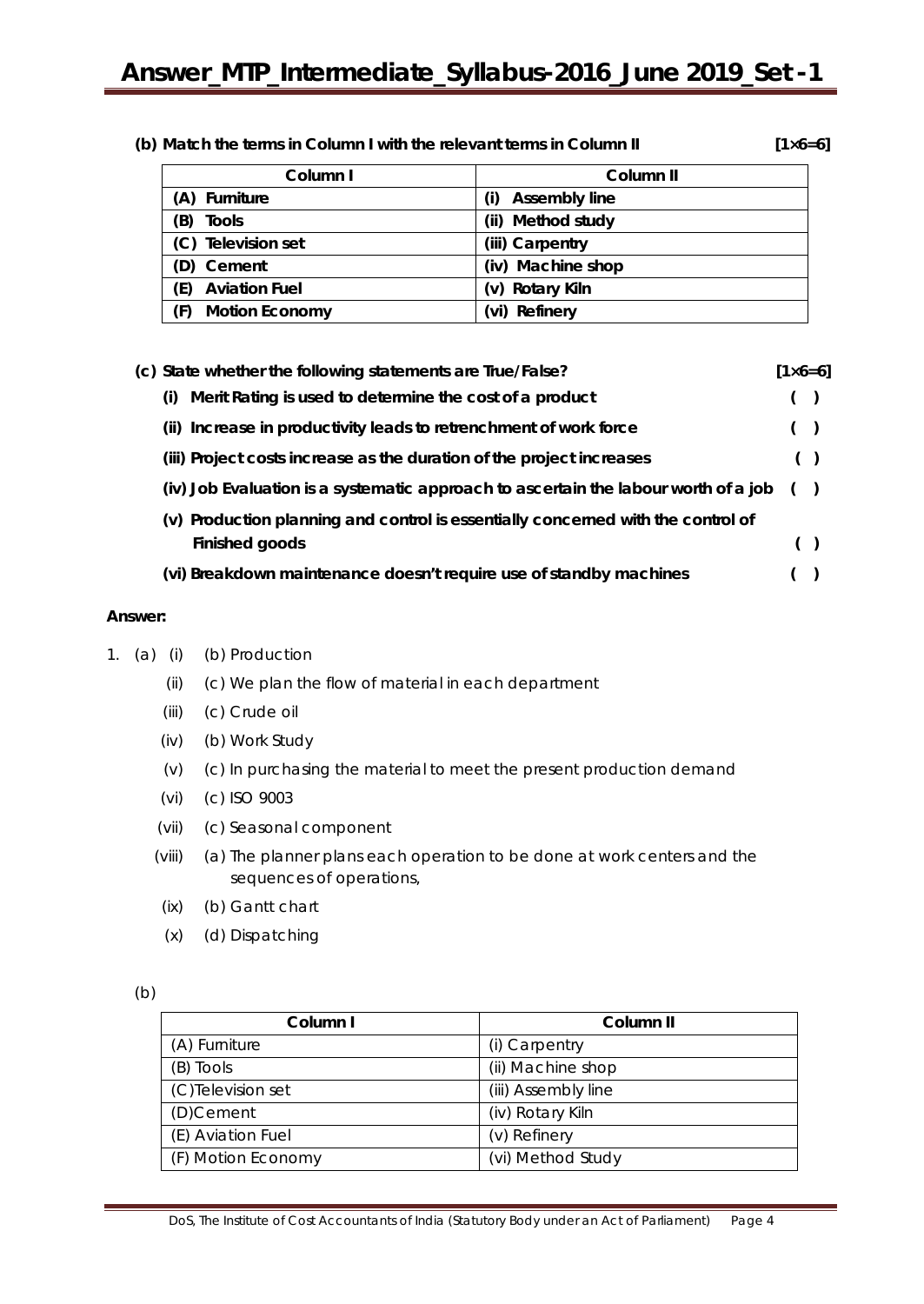**(b) Match the terms in Column I with the relevant terms in Column II** **[1×6=6]**

| Column I | Column II |
|---|---|
| (A) Furniture | (i) Assembly line |
| (B) Tools | (ii) Method study |
| (C) Television set | (iii) Carpentry |
| (D) Cement | (iv) Machine shop |
| (E) Aviation Fuel | (v) Rotary Kiln |
| (F) Motion Economy | (vi) Refinery |

**(c) State whether the following statements are True/False?** **[1×6=6]**

(i) Merit Rating is used to determine the cost of a product ( )

(ii) Increase in productivity leads to retrenchment of work force ( )

(iii) Project costs increase as the duration of the project increases ( )

(iv) Job Evaluation is a systematic approach to ascertain the labour worth of a job ( )

(v) Production planning and control is essentially concerned with the control of Finished goods ( )

(vi) Breakdown maintenance doesn't require use of standby machines ( )

**Answer:**

1. (a) (i) (b) Production

 (ii) (c) We plan the flow of material in each department

 (iii) (c) Crude oil

 (iv) (b) Work Study

 (v) (c) In purchasing the material to meet the present production demand

 (vi) (c) ISO 9003

 (vii) (c) Seasonal component

 (viii) (a) The planner plans each operation to be done at work centers and the sequences of operations,

 (ix) (b) Gantt chart

 (x) (d) Dispatching

(b)

| Column I | Column II |
|---|---|
| (A) Furniture | (i) Carpentry |
| (B) Tools | (ii) Machine shop |
| (C)Television set | (iii) Assembly line |
| (D)Cement | (iv) Rotary Kiln |
| (E) Aviation Fuel | (v) Refinery |
| (F) Motion Economy | (vi) Method Study |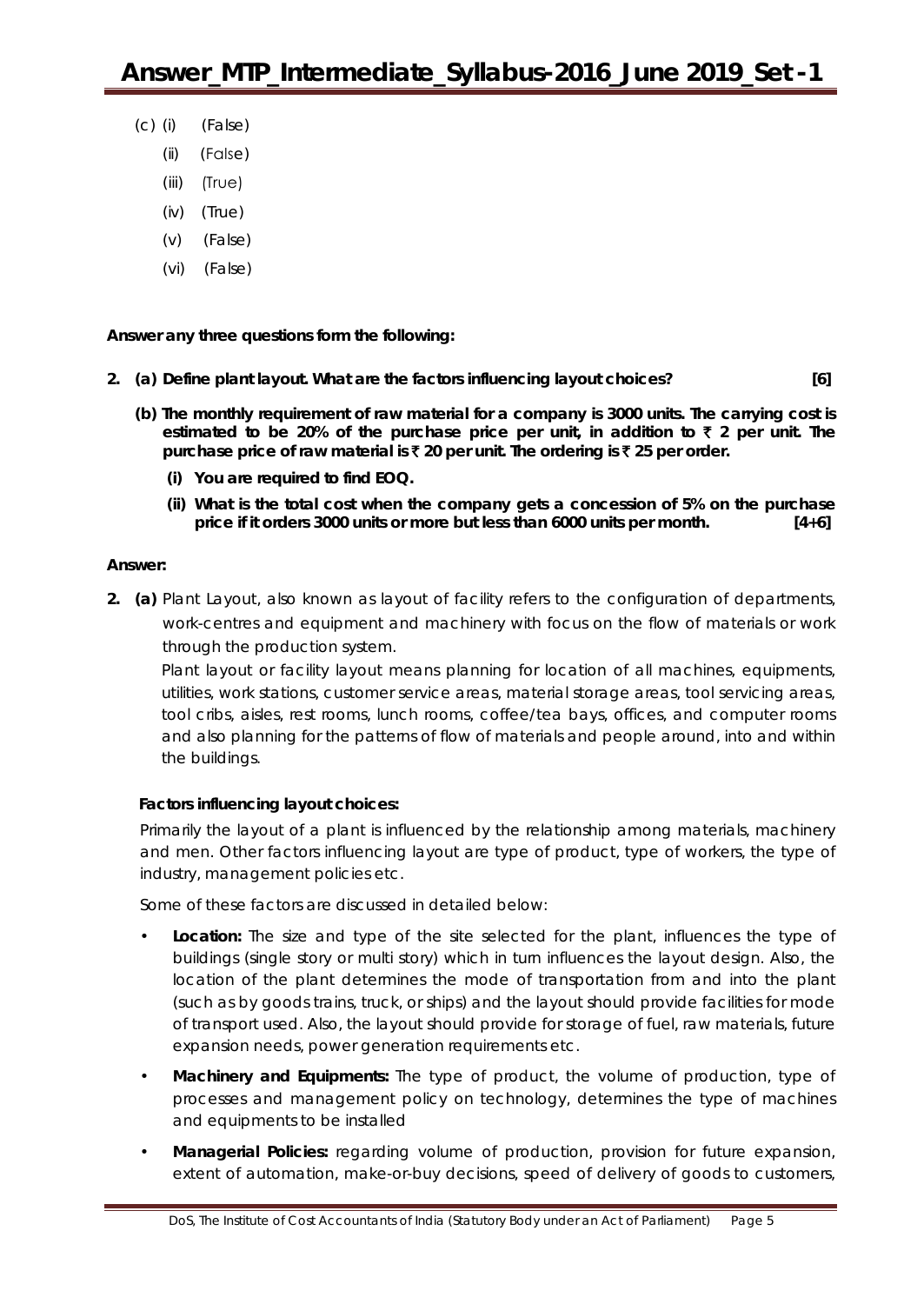(c) (i) (False)

(ii) (False)

(iii) (True)

(iv) (True)

(v) (False)

(vi) (False)

**Answer any three questions form the following:**

**2. (a) Define plant layout. What are the factors influencing layout choices? [6]**

**(b) The monthly requirement of raw material for a company is 3000 units. The carrying cost is estimated to be 20% of the purchase price per unit, in addition to ₹ 2 per unit. The purchase price of raw material is ₹ 20 per unit. The ordering is ₹ 25 per order.**

**(i) You are required to find EOQ.**

**(ii) What is the total cost when the company gets a concession of 5% on the purchase price if it orders 3000 units or more but less than 6000 units per month. [4+6]**

**Answer:**

**2. (a)** Plant Layout, also known as layout of facility refers to the configuration of departments, work-centres and equipment and machinery with focus on the flow of materials or work through the production system.

Plant layout or facility layout means planning for location of all machines, equipments, utilities, work stations, customer service areas, material storage areas, tool servicing areas, tool cribs, aisles, rest rooms, lunch rooms, coffee/tea bays, offices, and computer rooms and also planning for the patterns of flow of materials and people around, into and within the buildings.

**Factors influencing layout choices:**

Primarily the layout of a plant is influenced by the relationship among materials, machinery and men. Other factors influencing layout are type of product, type of workers, the type of industry, management policies etc.

Some of these factors are discussed in detailed below:

- **Location:** The size and type of the site selected for the plant, influences the type of buildings (single story or multi story) which in turn influences the layout design. Also, the location of the plant determines the mode of transportation from and into the plant (such as by goods trains, truck, or ships) and the layout should provide facilities for mode of transport used. Also, the layout should provide for storage of fuel, raw materials, future expansion needs, power generation requirements etc.
- **Machinery and Equipments:** The type of product, the volume of production, type of processes and management policy on technology, determines the type of machines and equipments to be installed
- **Managerial Policies:** regarding volume of production, provision for future expansion, extent of automation, make-or-buy decisions, speed of delivery of goods to customers,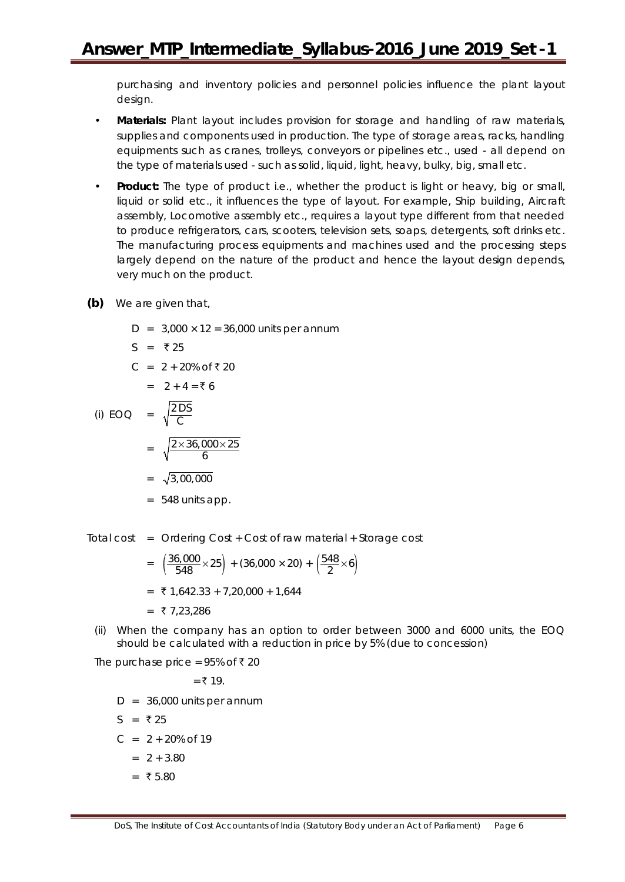purchasing and inventory policies and personnel policies influence the plant layout design.

- **Materials:** Plant layout includes provision for storage and handling of raw materials, supplies and components used in production. The type of storage areas, racks, handling equipments such as cranes, trolleys, conveyors or pipelines etc., used - all depend on the type of materials used - such as solid, liquid, light, heavy, bulky, big, small etc.

- **Product:** The type of product i.e., whether the product is light or heavy, big or small, liquid or solid etc., it influences the type of layout. For example, Ship building, Aircraft assembly, Locomotive assembly etc., requires a layout type different from that needed to produce refrigerators, cars, scooters, television sets, soaps, detergents, soft drinks etc. The manufacturing process equipments and machines used and the processing steps largely depend on the nature of the product and hence the layout design depends, very much on the product.

**(b)** We are given that,

$$D = 3,000 \times 12 = 36,000 \text{ units per annum}$$

$$S = ₹\,25$$

$$C = 2 + 20\% \text{ of } ₹\,20$$

$$= 2 + 4 = ₹\,6$$

(i) $$\text{EOQ} = \sqrt{\frac{2DS}{C}}$$

$$= \sqrt{\frac{2 \times 36,000 \times 25}{6}}$$

$$= \sqrt{3,00,000}$$

$$= 548 \text{ units app.}$$

$$\text{Total cost} = \text{Ordering Cost} + \text{Cost of raw material} + \text{Storage cost}$$

$$= \left(\frac{36,000}{548} \times 25\right) + (36,000 \times 20) + \left(\frac{548}{2} \times 6\right)$$

$$= ₹\,1,642.33 + 7,20,000 + 1,644$$

$$= ₹\,7,23,286$$

(ii) When the company has an option to order between 3000 and 6000 units, the EOQ should be calculated with a reduction in price by 5% (due to concession)

The purchase price = 95% of ₹ 20

= ₹ 19.

$$D = 36,000 \text{ units per annum}$$

$$S = ₹\,25$$

$$C = 2 + 20\% \text{ of } 19$$

$$= 2 + 3.80$$

$$= ₹\,5.80$$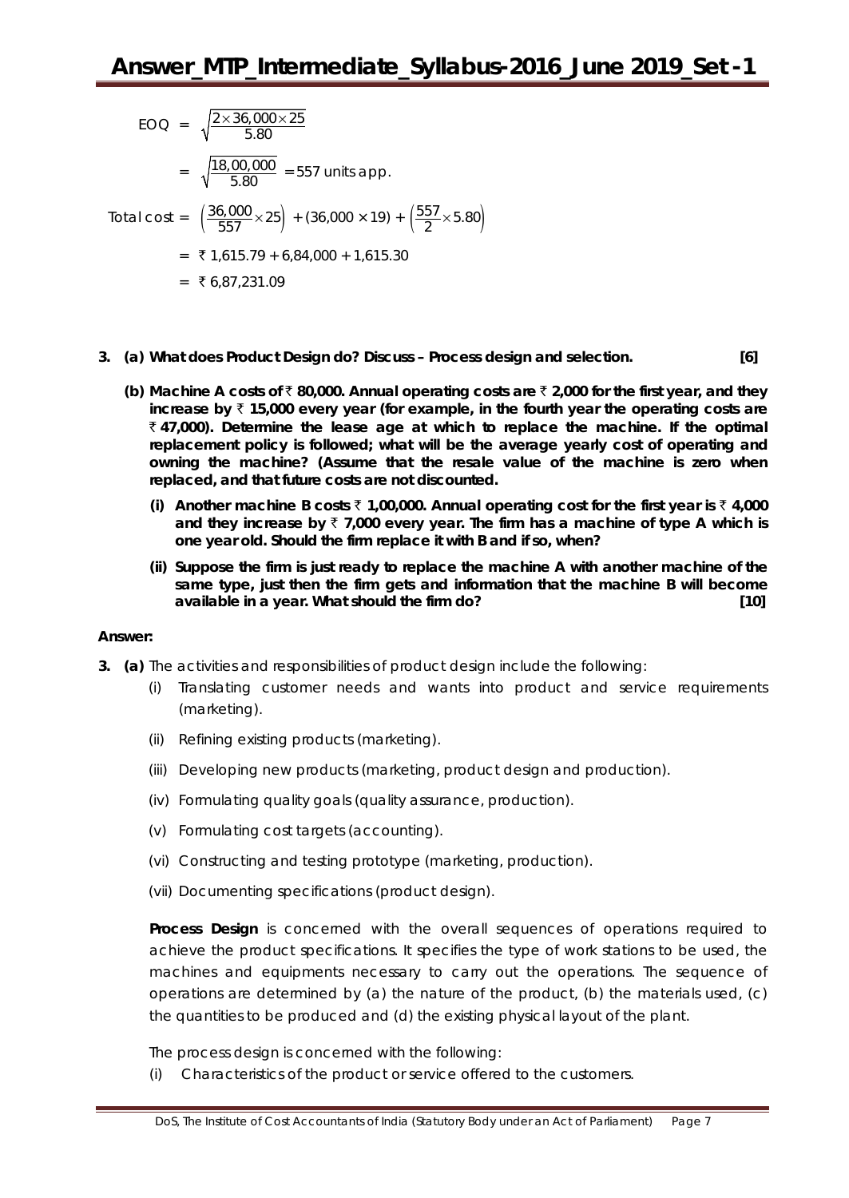$$EOQ = \sqrt{\frac{2 \times 36,000 \times 25}{5.80}}$$

$$= \sqrt{\frac{18,00,000}{5.80}} = 557 \text{ units app.}$$

$$\text{Total cost} = \left(\frac{36,000}{557} \times 25\right) + (36,000 \times 19) + \left(\frac{557}{2} \times 5.80\right)$$

$$= ₹\ 1,615.79 + 6,84,000 + 1,615.30$$

$$= ₹\ 6,87,231.09$$

**3. (a) What does Product Design do? Discuss – Process design and selection. [6]**

**(b) Machine A costs of ₹ 80,000. Annual operating costs are ₹ 2,000 for the first year, and they increase by ₹ 15,000 every year (for example, in the fourth year the operating costs are ₹ 47,000). Determine the lease age at which to replace the machine. If the optimal replacement policy is followed; what will be the average yearly cost of operating and owning the machine? (Assume that the resale value of the machine is zero when replaced, and that future costs are not discounted.**

**(i) Another machine B costs ₹ 1,00,000. Annual operating cost for the first year is ₹ 4,000 and they increase by ₹ 7,000 every year. The firm has a machine of type A which is one year old. Should the firm replace it with B and if so, when?**

**(ii) Suppose the firm is just ready to replace the machine A with another machine of the same type, just then the firm gets and information that the machine B will become available in a year. What should the firm do? [10]**

**Answer:**

**3. (a)** The activities and responsibilities of product design include the following:

(i) Translating customer needs and wants into product and service requirements (marketing).

(ii) Refining existing products (marketing).

(iii) Developing new products (marketing, product design and production).

(iv) Formulating quality goals (quality assurance, production).

(v) Formulating cost targets (accounting).

(vi) Constructing and testing prototype (marketing, production).

(vii) Documenting specifications (product design).

**Process Design** is concerned with the overall sequences of operations required to achieve the product specifications. It specifies the type of work stations to be used, the machines and equipments necessary to carry out the operations. The sequence of operations are determined by (a) the nature of the product, (b) the materials used, (c) the quantities to be produced and (d) the existing physical layout of the plant.

The process design is concerned with the following:

(i) Characteristics of the product or service offered to the customers.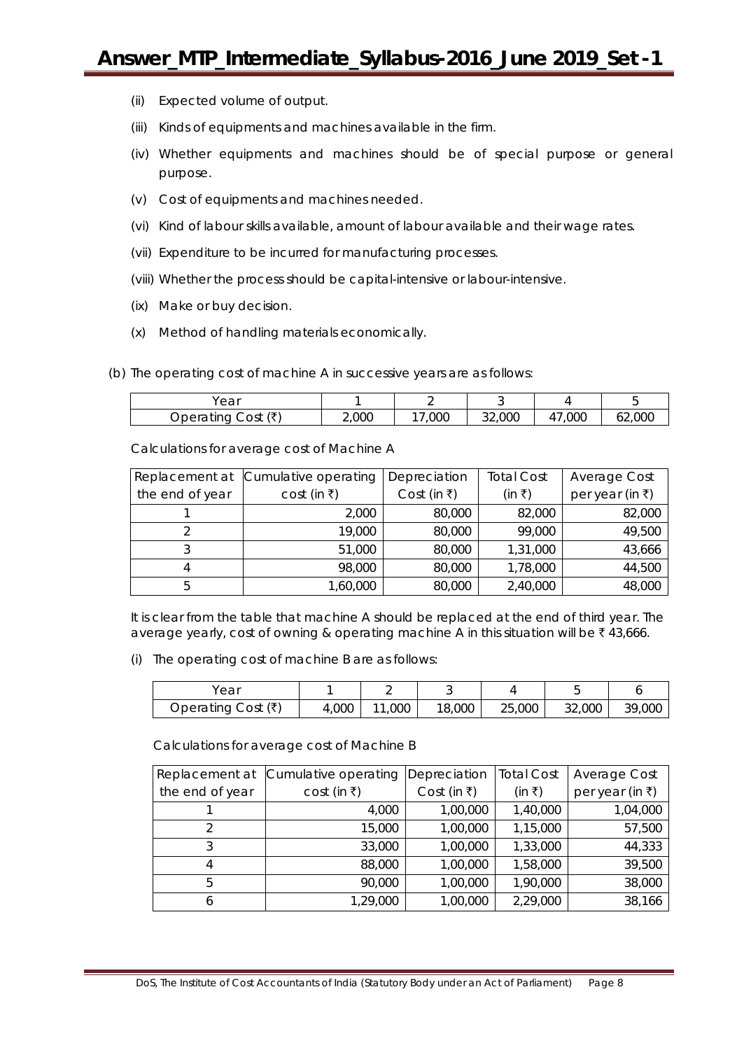(ii) Expected volume of output.

(iii) Kinds of equipments and machines available in the firm.

(iv) Whether equipments and machines should be of special purpose or general purpose.

(v) Cost of equipments and machines needed.

(vi) Kind of labour skills available, amount of labour available and their wage rates.

(vii) Expenditure to be incurred for manufacturing processes.

(viii) Whether the process should be capital-intensive or labour-intensive.

(ix) Make or buy decision.

(x) Method of handling materials economically.

(b) The operating cost of machine A in successive years are as follows:

| Year | 1 | 2 | 3 | 4 | 5 |
|---|---|---|---|---|---|
| Operating Cost (₹) | 2,000 | 17,000 | 32,000 | 47,000 | 62,000 |

Calculations for average cost of Machine A

| Replacement at the end of year | Cumulative operating cost (in ₹) | Depreciation Cost (in ₹) | Total Cost (in ₹) | Average Cost per year (in ₹) |
|---|---|---|---|---|
| 1 | 2,000 | 80,000 | 82,000 | 82,000 |
| 2 | 19,000 | 80,000 | 99,000 | 49,500 |
| 3 | 51,000 | 80,000 | 1,31,000 | 43,666 |
| 4 | 98,000 | 80,000 | 1,78,000 | 44,500 |
| 5 | 1,60,000 | 80,000 | 2,40,000 | 48,000 |

It is clear from the table that machine A should be replaced at the end of third year. The average yearly, cost of owning & operating machine A in this situation will be ₹ 43,666.

(i) The operating cost of machine B are as follows:

| Year | 1 | 2 | 3 | 4 | 5 | 6 |
|---|---|---|---|---|---|---|
| Operating Cost (₹) | 4,000 | 11,000 | 18,000 | 25,000 | 32,000 | 39,000 |

Calculations for average cost of Machine B

| Replacement at the end of year | Cumulative operating cost (in ₹) | Depreciation Cost (in ₹) | Total Cost (in ₹) | Average Cost per year (in ₹) |
|---|---|---|---|---|
| 1 | 4,000 | 1,00,000 | 1,40,000 | 1,04,000 |
| 2 | 15,000 | 1,00,000 | 1,15,000 | 57,500 |
| 3 | 33,000 | 1,00,000 | 1,33,000 | 44,333 |
| 4 | 88,000 | 1,00,000 | 1,58,000 | 39,500 |
| 5 | 90,000 | 1,00,000 | 1,90,000 | 38,000 |
| 6 | 1,29,000 | 1,00,000 | 2,29,000 | 38,166 |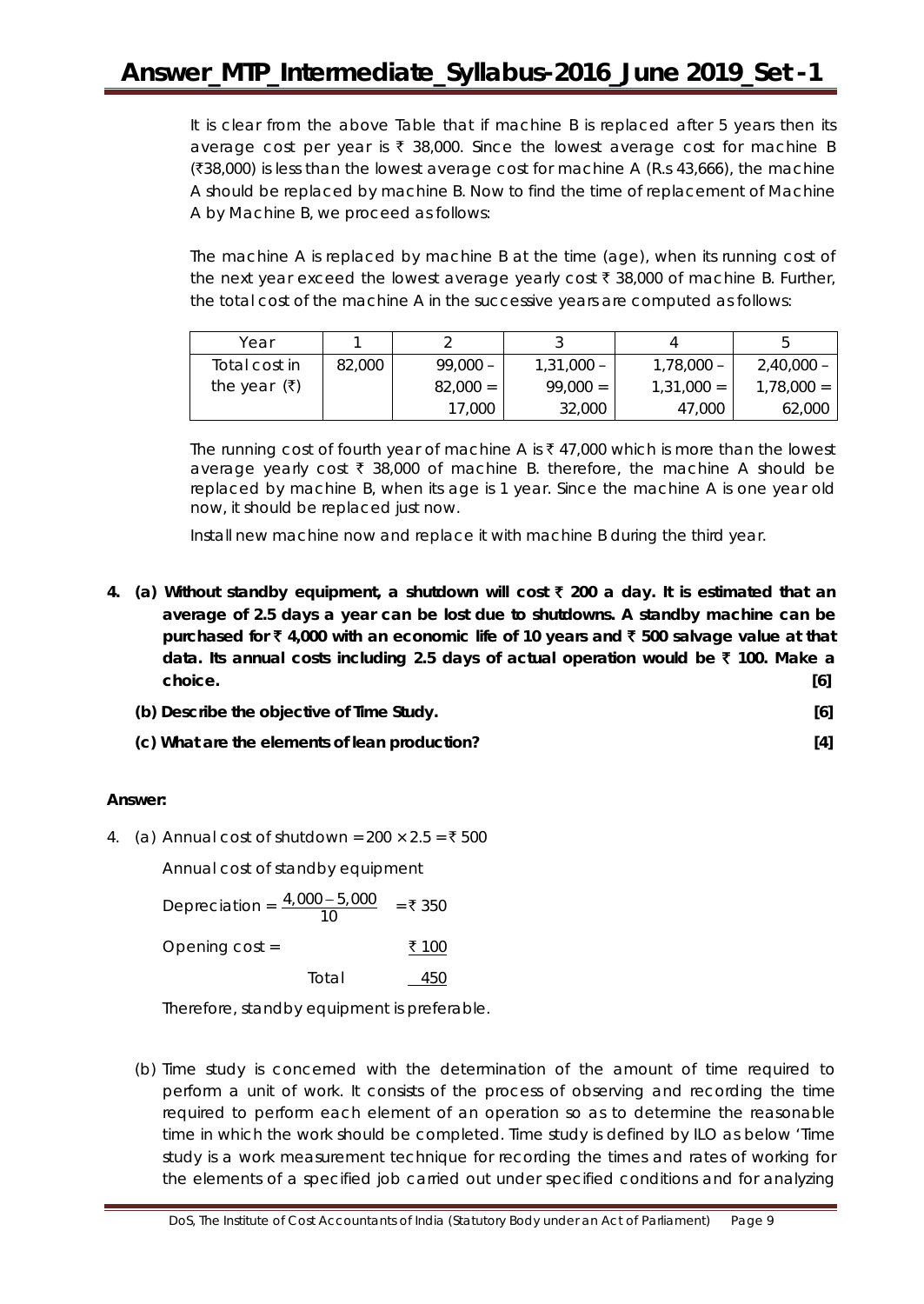It is clear from the above Table that if machine B is replaced after 5 years then its average cost per year is ₹ 38,000. Since the lowest average cost for machine B (₹38,000) is less than the lowest average cost for machine A (R.s 43,666), the machine A should be replaced by machine B. Now to find the time of replacement of Machine A by Machine B, we proceed as follows:

The machine A is replaced by machine B at the time (age), when its running cost of the next year exceed the lowest average yearly cost ₹ 38,000 of machine B. Further, the total cost of the machine A in the successive years are computed as follows:

| Year | 1 | 2 | 3 | 4 | 5 |
|---|---|---|---|---|---|
| Total cost in the year (₹) | 82,000 | 99,000 – 82,000 = 17,000 | 1,31,000 – 99,000 = 32,000 | 1,78,000 – 1,31,000 = 47,000 | 2,40,000 – 1,78,000 = 62,000 |

The running cost of fourth year of machine A is ₹ 47,000 which is more than the lowest average yearly cost ₹ 38,000 of machine B. therefore, the machine A should be replaced by machine B, when its age is 1 year. Since the machine A is one year old now, it should be replaced just now.

Install new machine now and replace it with machine B during the third year.

**4. (a) Without standby equipment, a shutdown will cost ₹ 200 a day. It is estimated that an average of 2.5 days a year can be lost due to shutdowns. A standby machine can be purchased for ₹ 4,000 with an economic life of 10 years and ₹ 500 salvage value at that data. Its annual costs including 2.5 days of actual operation would be ₹ 100. Make a choice. [6]**

**(b) Describe the objective of Time Study. [6]**

**(c) What are the elements of lean production? [4]**

**Answer:**

4. (a) Annual cost of shutdown $= 200 \times 2.5 =$ ₹ 500

Annual cost of standby equipment

Depreciation $= \frac{4,000 - 5,000}{10}$ = ₹ 350

Opening cost = ₹ 100

Total 450

Therefore, standby equipment is preferable.

(b) Time study is concerned with the determination of the amount of time required to perform a unit of work. It consists of the process of observing and recording the time required to perform each element of an operation so as to determine the reasonable time in which the work should be completed. Time study is defined by ILO as below 'Time study is a work measurement technique for recording the times and rates of working for the elements of a specified job carried out under specified conditions and for analyzing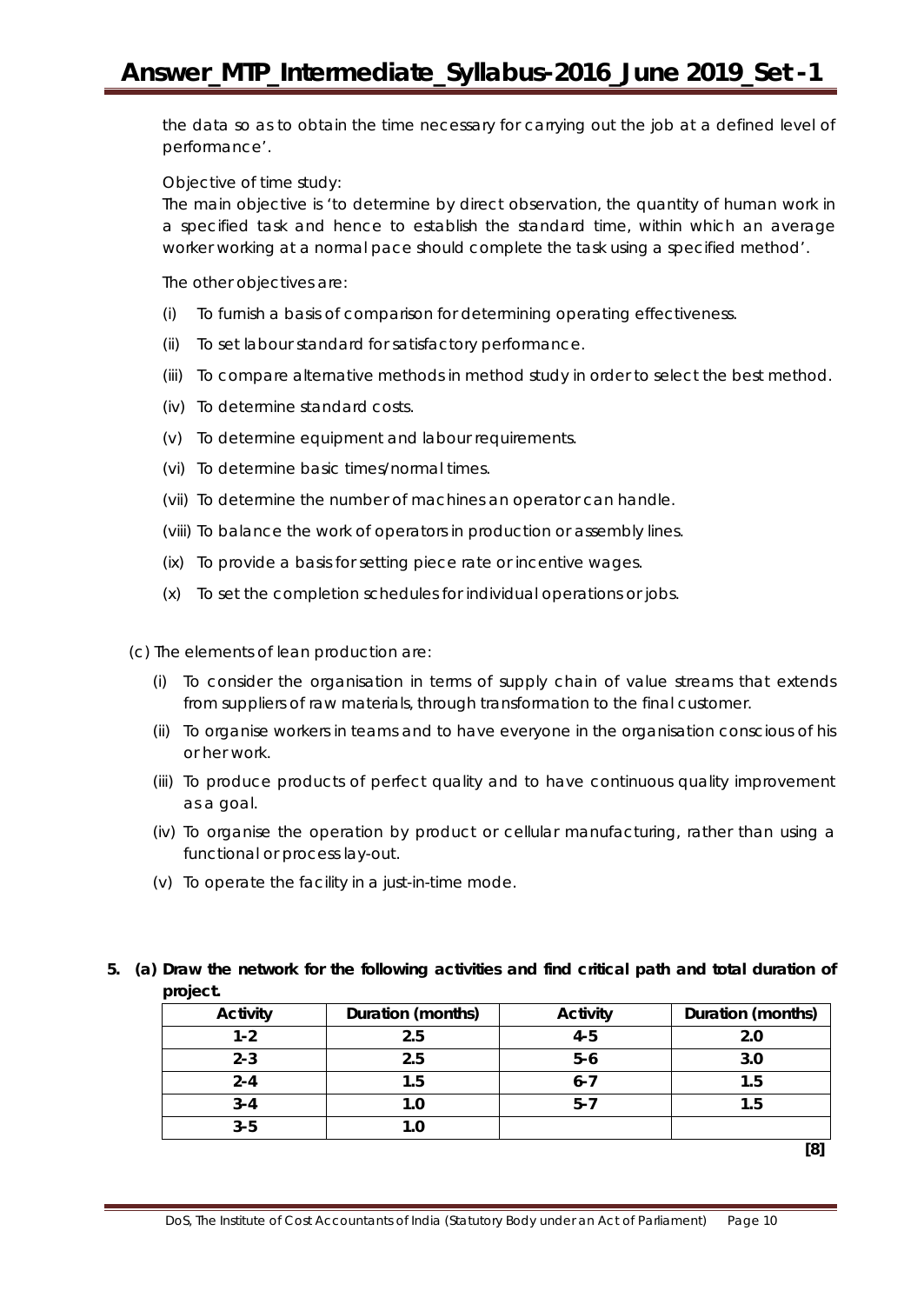the data so as to obtain the time necessary for carrying out the job at a defined level of performance'.

Objective of time study:

The main objective is 'to determine by direct observation, the quantity of human work in a specified task and hence to establish the standard time, within which an average worker working at a normal pace should complete the task using a specified method'.

The other objectives are:

(i) To furnish a basis of comparison for determining operating effectiveness.

(ii) To set labour standard for satisfactory performance.

(iii) To compare alternative methods in method study in order to select the best method.

(iv) To determine standard costs.

(v) To determine equipment and labour requirements.

(vi) To determine basic times/normal times.

(vii) To determine the number of machines an operator can handle.

(viii) To balance the work of operators in production or assembly lines.

(ix) To provide a basis for setting piece rate or incentive wages.

(x) To set the completion schedules for individual operations or jobs.

(c) The elements of lean production are:

(i) To consider the organisation in terms of supply chain of value streams that extends from suppliers of raw materials, through transformation to the final customer.

(ii) To organise workers in teams and to have everyone in the organisation conscious of his or her work.

(iii) To produce products of perfect quality and to have continuous quality improvement as a goal.

(iv) To organise the operation by product or cellular manufacturing, rather than using a functional or process lay-out.

(v) To operate the facility in a just-in-time mode.

**5. (a) Draw the network for the following activities and find critical path and total duration of project.**

| Activity | Duration (months) | Activity | Duration (months) |
|---|---|---|---|
| 1-2 | 2.5 | 4-5 | 2.0 |
| 2-3 | 2.5 | 5-6 | 3.0 |
| 2-4 | 1.5 | 6-7 | 1.5 |
| 3-4 | 1.0 | 5-7 | 1.5 |
| 3-5 | 1.0 | | |

**[8]**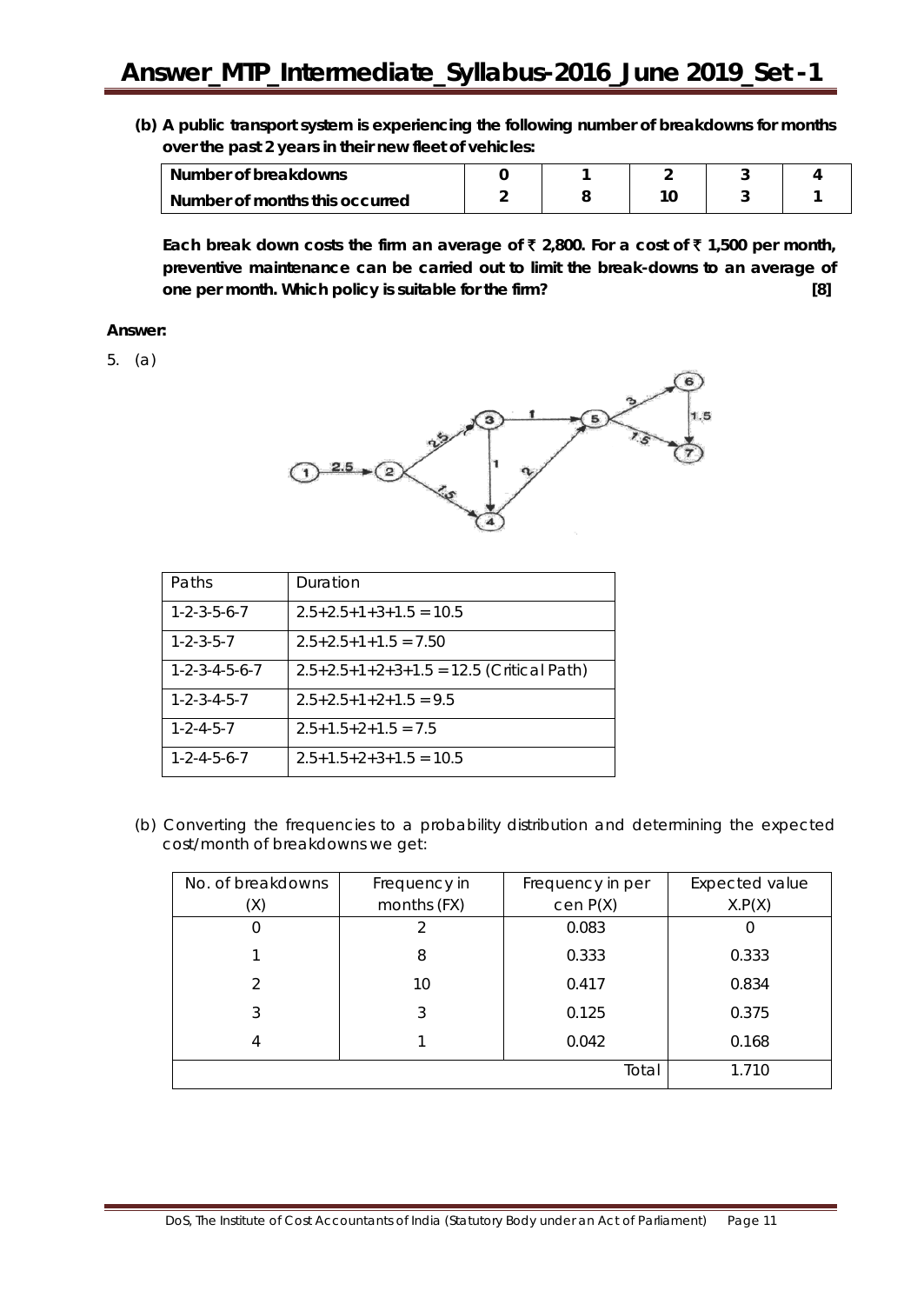**(b) A public transport system is experiencing the following number of breakdowns for months over the past 2 years in their new fleet of vehicles:**

| Number of breakdowns | 0 | 1 | 2 | 3 | 4 |
|---|---|---|---|---|---|
| Number of months this occurred | 2 | 8 | 10 | 3 | 1 |

**Each break down costs the firm an average of ₹ 2,800. For a cost of ₹ 1,500 per month, preventive maintenance can be carried out to limit the break-downs to an average of one per month. Which policy is suitable for the firm? [8]**

**Answer:**

5. (a)

| Paths | Duration |
|---|---|
| 1-2-3-5-6-7 | 2.5+2.5+1+3+1.5 = 10.5 |
| 1-2-3-5-7 | 2.5+2.5+1+1.5 = 7.50 |
| 1-2-3-4-5-6-7 | 2.5+2.5+1+2+3+1.5 = 12.5 (Critical Path) |
| 1-2-3-4-5-7 | 2.5+2.5+1+2+1.5 = 9.5 |
| 1-2-4-5-7 | 2.5+1.5+2+1.5 = 7.5 |
| 1-2-4-5-6-7 | 2.5+1.5+2+3+1.5 = 10.5 |

(b) Converting the frequencies to a probability distribution and determining the expected cost/month of breakdowns we get:

| No. of breakdowns (X) | Frequency in months (FX) | Frequency in per cen P(X) | Expected value X.P(X) |
|---|---|---|---|
| 0 | 2 | 0.083 | 0 |
| 1 | 8 | 0.333 | 0.333 |
| 2 | 10 | 0.417 | 0.834 |
| 3 | 3 | 0.125 | 0.375 |
| 4 | 1 | 0.042 | 0.168 |
| | | Total | 1.710 |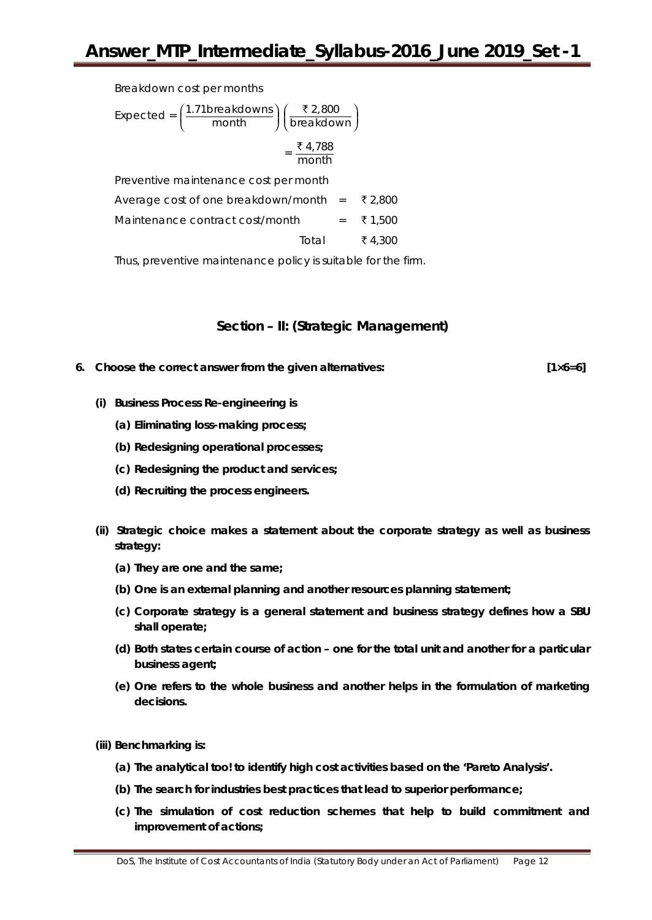Breakdown cost per months

$$\text{Expected} = \left(\frac{1.71\text{breakdowns}}{\text{month}}\right)\left(\frac{₹\ 2,800}{\text{breakdown}}\right)$$

$$= \frac{₹\ 4,788}{\text{month}}$$

Preventive maintenance cost per month

| | | |
|---|---|---|
| Average cost of one breakdown/month | = | ₹ 2,800 |
| Maintenance contract cost/month | = | ₹ 1,500 |
| Total | | ₹ 4,300 |

Thus, preventive maintenance policy is suitable for the firm.

## Section – II: (Strategic Management)

**6. Choose the correct answer from the given alternatives: [1×6=6]**

**(i) Business Process Re-engineering is**

**(a) Eliminating loss-making process;**

**(b) Redesigning operational processes;**

**(c) Redesigning the product and services;**

**(d) Recruiting the process engineers.**

**(ii) Strategic choice makes a statement about the corporate strategy as well as business strategy:**

**(a) They are one and the same;**

**(b) One is an external planning and another resources planning statement;**

**(c) Corporate strategy is a general statement and business strategy defines how a SBU shall operate;**

**(d) Both states certain course of action – one for the total unit and another for a particular business agent;**

**(e) One refers to the whole business and another helps in the formulation of marketing decisions.**

**(iii) Benchmarking is:**

**(a) The analytical too! to identify high cost activities based on the 'Pareto Analysis'.**

**(b) The search for industries best practices that lead to superior performance;**

**(c) The simulation of cost reduction schemes that help to build commitment and improvement of actions;**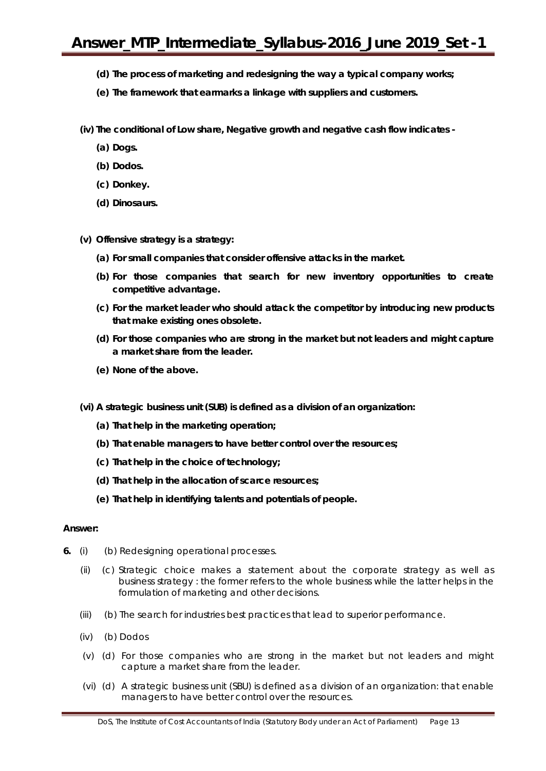**(d) The process of marketing and redesigning the way a typical company works;**

**(e) The framework that earmarks a linkage with suppliers and customers.**

**(iv) The conditional of Low share, Negative growth and negative cash flow indicates -**

**(a) Dogs.**

**(b) Dodos.**

**(c) Donkey.**

**(d) Dinosaurs.**

**(v) Offensive strategy is a strategy:**

**(a) For small companies that consider offensive attacks in the market.**

**(b) For those companies that search for new inventory opportunities to create competitive advantage.**

**(c) For the market leader who should attack the competitor by introducing new products that make existing ones obsolete.**

**(d) For those companies who are strong in the market but not leaders and might capture a market share from the leader.**

**(e) None of the above.**

**(vi) A strategic business unit (SUB) is defined as a division of an organization:**

**(a) That help in the marketing operation;**

**(b) That enable managers to have better control over the resources;**

**(c) That help in the choice of technology;**

**(d) That help in the allocation of scarce resources;**

**(e) That help in identifying talents and potentials of people.**

**Answer:**

**6.** (i) (b) Redesigning operational processes.

(ii) (c) Strategic choice makes a statement about the corporate strategy as well as business strategy : the former refers to the whole business while the latter helps in the formulation of marketing and other decisions.

(iii) (b) The search for industries best practices that lead to superior performance.

(iv) (b) Dodos

(v) (d) For those companies who are strong in the market but not leaders and might capture a market share from the leader.

(vi) (d) A strategic business unit (SBU) is defined as a division of an organization: that enable managers to have better control over the resources.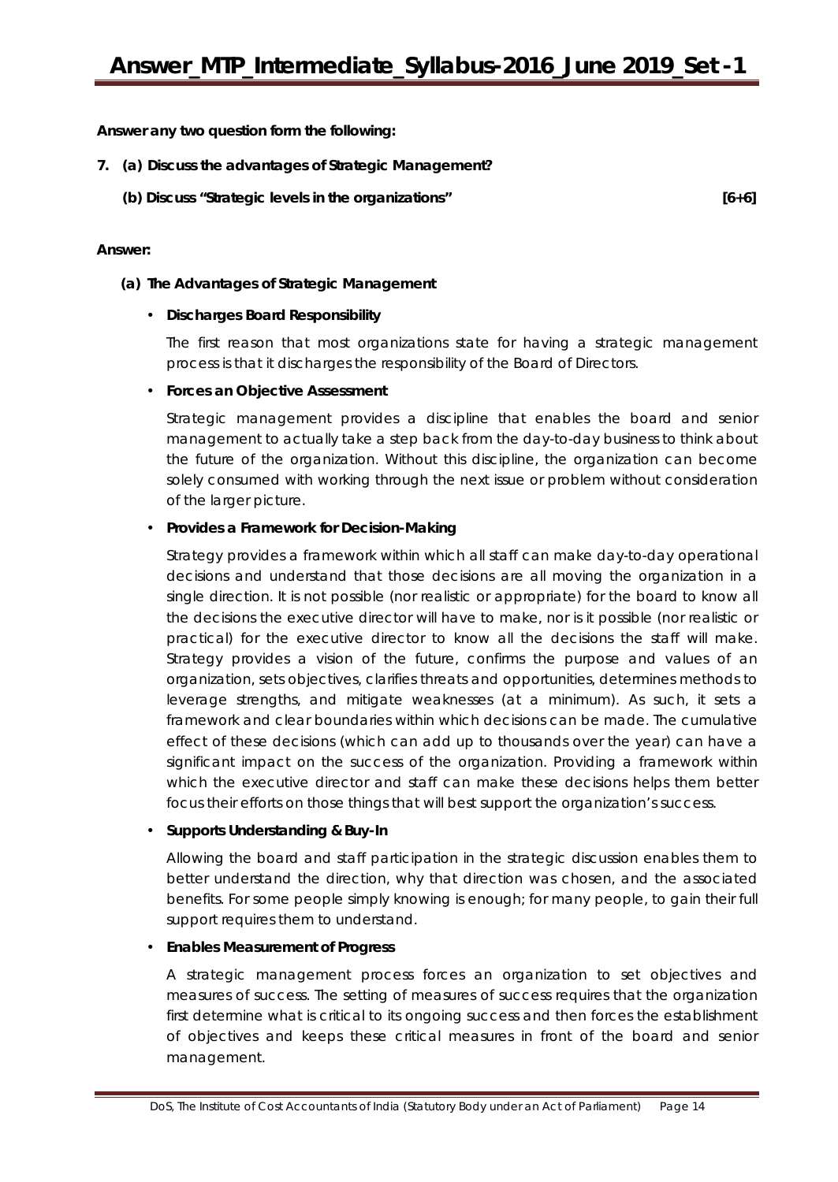**Answer any two question form the following:**

**7. (a) Discuss the advantages of Strategic Management?**

**(b) Discuss "Strategic levels in the organizations" [6+6]**

**Answer:**

**(a) The Advantages of Strategic Management**

- **Discharges Board Responsibility**

  The first reason that most organizations state for having a strategic management process is that it discharges the responsibility of the Board of Directors.

- **Forces an Objective Assessment**

  Strategic management provides a discipline that enables the board and senior management to actually take a step back from the day-to-day business to think about the future of the organization. Without this discipline, the organization can become solely consumed with working through the next issue or problem without consideration of the larger picture.

- **Provides a Framework for Decision-Making**

  Strategy provides a framework within which all staff can make day-to-day operational decisions and understand that those decisions are all moving the organization in a single direction. It is not possible (nor realistic or appropriate) for the board to know all the decisions the executive director will have to make, nor is it possible (nor realistic or practical) for the executive director to know all the decisions the staff will make. Strategy provides a vision of the future, confirms the purpose and values of an organization, sets objectives, clarifies threats and opportunities, determines methods to leverage strengths, and mitigate weaknesses (at a minimum). As such, it sets a framework and clear boundaries within which decisions can be made. The cumulative effect of these decisions (which can add up to thousands over the year) can have a significant impact on the success of the organization. Providing a framework within which the executive director and staff can make these decisions helps them better focus their efforts on those things that will best support the organization's success.

- **Supports Understanding & Buy-In**

  Allowing the board and staff participation in the strategic discussion enables them to better understand the direction, why that direction was chosen, and the associated benefits. For some people simply knowing is enough; for many people, to gain their full support requires them to understand.

- **Enables Measurement of Progress**

  A strategic management process forces an organization to set objectives and measures of success. The setting of measures of success requires that the organization first determine what is critical to its ongoing success and then forces the establishment of objectives and keeps these critical measures in front of the board and senior management.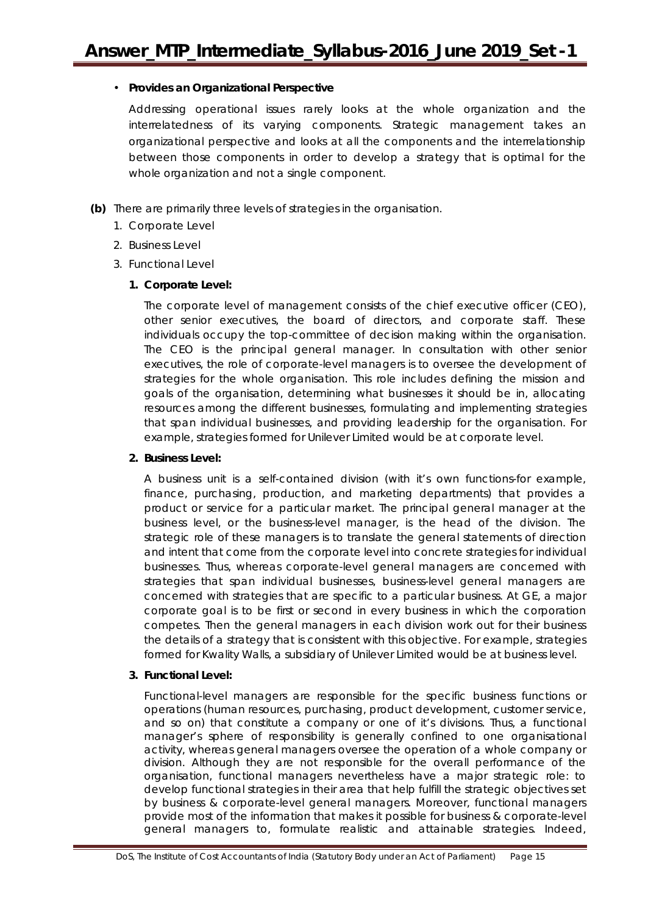- **Provides an Organizational Perspective**

  Addressing operational issues rarely looks at the whole organization and the interrelatedness of its varying components. Strategic management takes an organizational perspective and looks at all the components and the interrelationship between those components in order to develop a strategy that is optimal for the whole organization and not a single component.

**(b)** There are primarily three levels of strategies in the organisation.

1. Corporate Level
2. Business Level
3. Functional Level

**1. Corporate Level:**

The corporate level of management consists of the chief executive officer (CEO), other senior executives, the board of directors, and corporate staff. These individuals occupy the top-committee of decision making within the organisation. The CEO is the principal general manager. In consultation with other senior executives, the role of corporate-level managers is to oversee the development of strategies for the whole organisation. This role includes defining the mission and goals of the organisation, determining what businesses it should be in, allocating resources among the different businesses, formulating and implementing strategies that span individual businesses, and providing leadership for the organisation. For example, strategies formed for Unilever Limited would be at corporate level.

**2. Business Level:**

A business unit is a self-contained division (with it's own functions-for example, finance, purchasing, production, and marketing departments) that provides a product or service for a particular market. The principal general manager at the business level, or the business-level manager, is the head of the division. The strategic role of these managers is to translate the general statements of direction and intent that come from the corporate level into concrete strategies for individual businesses. Thus, whereas corporate-level general managers are concerned with strategies that span individual businesses, business-level general managers are concerned with strategies that are specific to a particular business. At GE, a major corporate goal is to be first or second in every business in which the corporation competes. Then the general managers in each division work out for their business the details of a strategy that is consistent with this objective. For example, strategies formed for Kwality Walls, a subsidiary of Unilever Limited would be at business level.

**3. Functional Level:**

Functional-level managers are responsible for the specific business functions or operations (human resources, purchasing, product development, customer service, and so on) that constitute a company or one of it's divisions. Thus, a functional manager's sphere of responsibility is generally confined to one organisational activity, whereas general managers oversee the operation of a whole company or division. Although they are not responsible for the overall performance of the organisation, functional managers nevertheless have a major strategic role: to develop functional strategies in their area that help fulfill the strategic objectives set by business & corporate-level general managers. Moreover, functional managers provide most of the information that makes it possible for business & corporate-level general managers to, formulate realistic and attainable strategies. Indeed,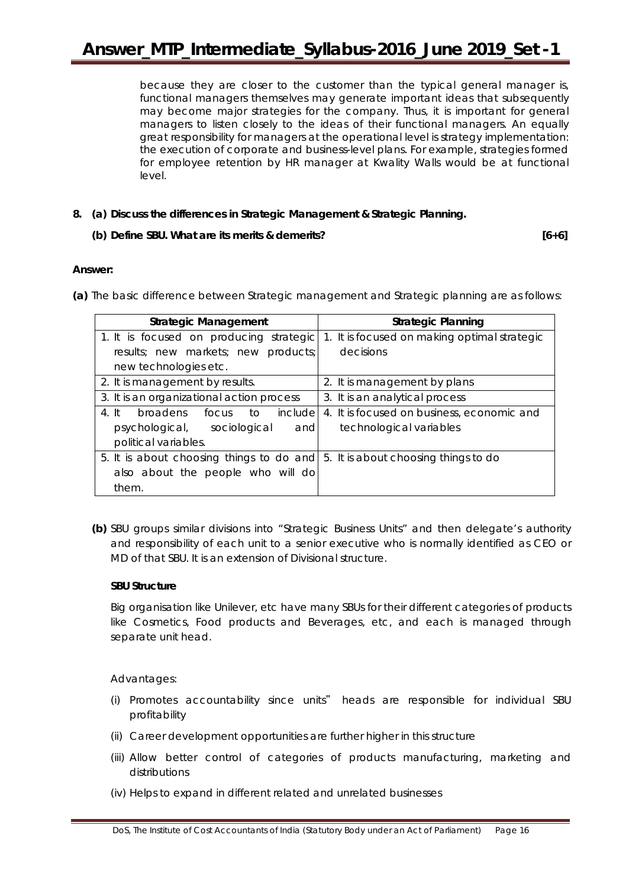because they are closer to the customer than the typical general manager is, functional managers themselves may generate important ideas that subsequently may become major strategies for the company. Thus, it is important for general managers to listen closely to the ideas of their functional managers. An equally great responsibility for managers at the operational level is strategy implementation: the execution of corporate and business-level plans. For example, strategies formed for employee retention by HR manager at Kwality Walls would be at functional level.

**8. (a) Discuss the differences in Strategic Management & Strategic Planning.**

**(b) Define SBU. What are its merits & demerits?** **[6+6]**

**Answer:**

**(a)** The basic difference between Strategic management and Strategic planning are as follows:

| **Strategic Management** | **Strategic Planning** |
|---|---|
| 1. It is focused on producing strategic results; new markets; new products; new technologies etc. | 1. It is focused on making optimal strategic decisions |
| 2. It is management by results. | 2. It is management by plans |
| 3. It is an organizational action process | 3. It is an analytical process |
| 4. It broadens focus to include psychological, sociological and political variables. | 4. It is focused on business, economic and technological variables |
| 5. It is about choosing things to do and also about the people who will do them. | 5. It is about choosing things to do |

**(b)** SBU groups similar divisions into "Strategic Business Units" and then delegate's authority and responsibility of each unit to a senior executive who is normally identified as CEO or MD of that SBU. It is an extension of Divisional structure.

**SBU Structure**

Big organisation like Unilever, etc have many SBUs for their different categories of products like Cosmetics, Food products and Beverages, etc, and each is managed through separate unit head.

Advantages:

(i) Promotes accountability since units" heads are responsible for individual SBU profitability

(ii) Career development opportunities are further higher in this structure

(iii) Allow better control of categories of products manufacturing, marketing and distributions

(iv) Helps to expand in different related and unrelated businesses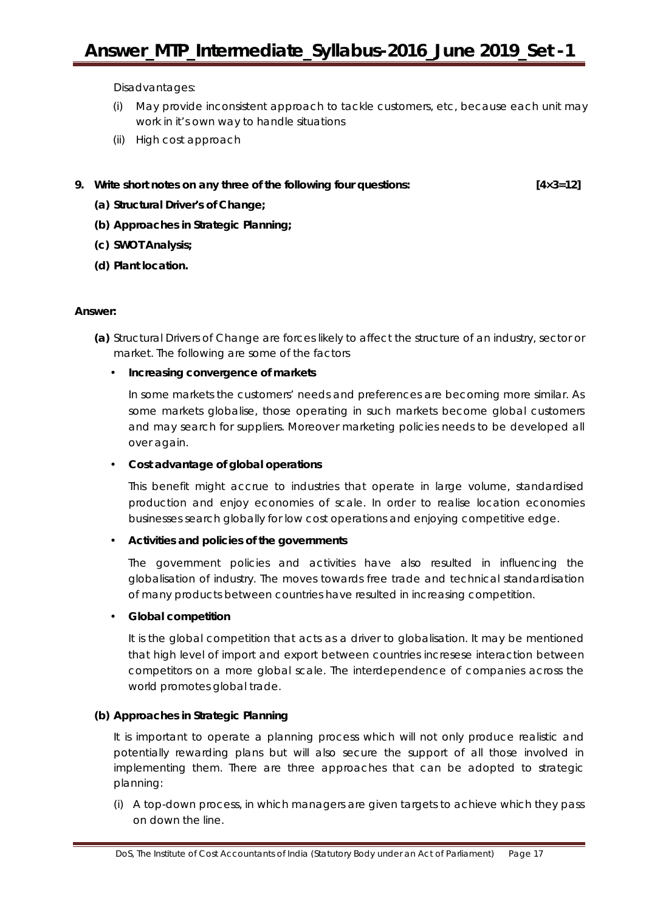Disadvantages:

(i) May provide inconsistent approach to tackle customers, etc, because each unit may work in it's own way to handle situations

(ii) High cost approach

**9. Write short notes on any three of the following four questions: [4×3=12]**

**(a) Structural Driver's of Change;**

**(b) Approaches in Strategic Planning;**

**(c) SWOT Analysis;**

**(d) Plant location.**

**Answer:**

**(a)** Structural Drivers of Change are forces likely to affect the structure of an industry, sector or market. The following are some of the factors

- **Increasing convergence of markets**

  In some markets the customers' needs and preferences are becoming more similar. As some markets globalise, those operating in such markets become global customers and may search for suppliers. Moreover marketing policies needs to be developed all over again.

- **Cost advantage of global operations**

  This benefit might accrue to industries that operate in large volume, standardised production and enjoy economies of scale. In order to realise location economies businesses search globally for low cost operations and enjoying competitive edge.

- **Activities and policies of the governments**

  The government policies and activities have also resulted in influencing the globalisation of industry. The moves towards free trade and technical standardisation of many products between countries have resulted in increasing competition.

- **Global competition**

  It is the global competition that acts as a driver to globalisation. It may be mentioned that high level of import and export between countries incresese interaction between competitors on a more global scale. The interdependence of companies across the world promotes global trade.

**(b) Approaches in Strategic Planning**

It is important to operate a planning process which will not only produce realistic and potentially rewarding plans but will also secure the support of all those involved in implementing them. There are three approaches that can be adopted to strategic planning:

(i) A top-down process, in which managers are given targets to achieve which they pass on down the line.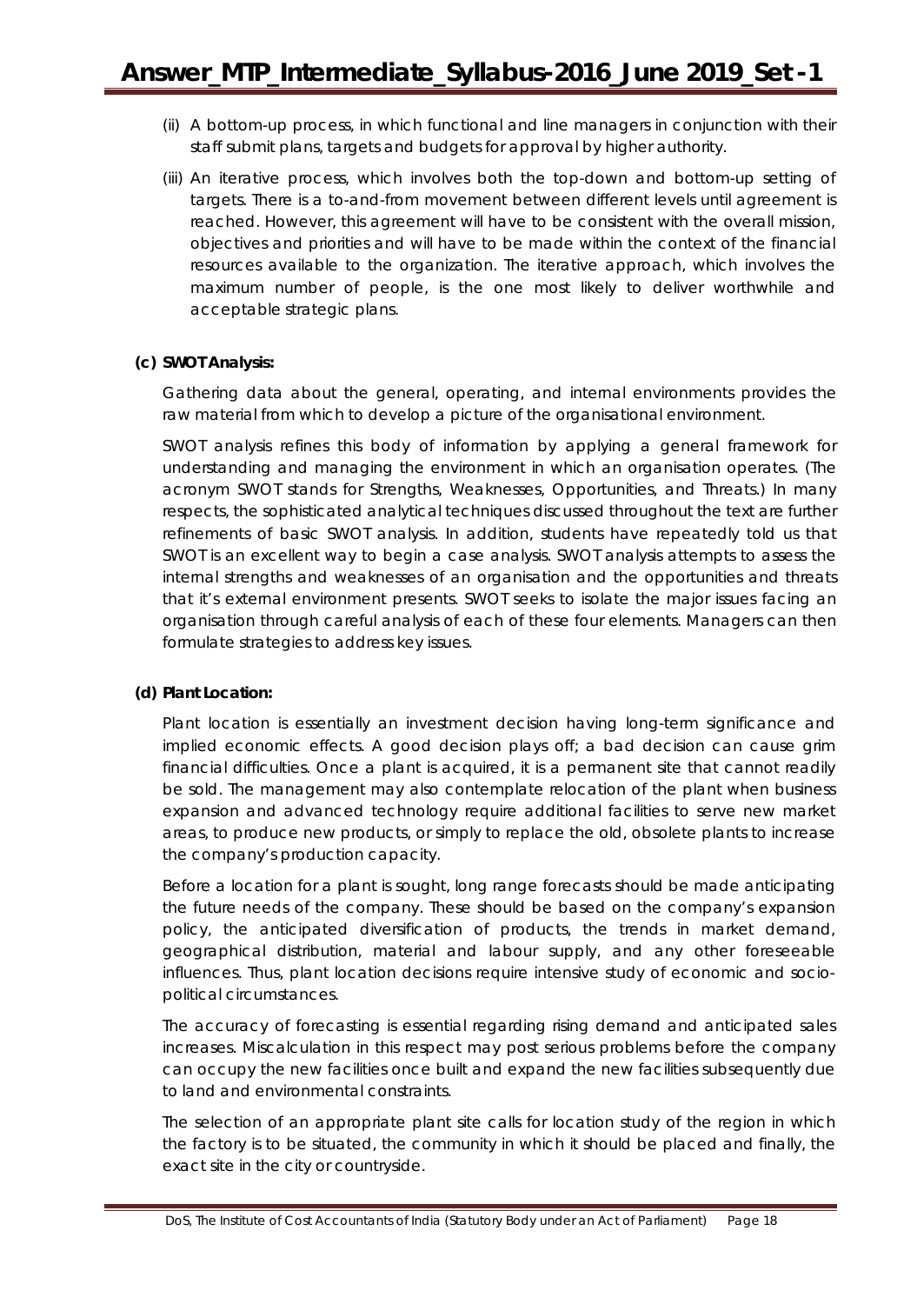(ii) A bottom-up process, in which functional and line managers in conjunction with their staff submit plans, targets and budgets for approval by higher authority.

(iii) An iterative process, which involves both the top-down and bottom-up setting of targets. There is a to-and-from movement between different levels until agreement is reached. However, this agreement will have to be consistent with the overall mission, objectives and priorities and will have to be made within the context of the financial resources available to the organization. The iterative approach, which involves the maximum number of people, is the one most likely to deliver worthwhile and acceptable strategic plans.

**(c) SWOT Analysis:**

Gathering data about the general, operating, and internal environments provides the raw material from which to develop a picture of the organisational environment.

SWOT analysis refines this body of information by applying a general framework for understanding and managing the environment in which an organisation operates. (The acronym SWOT stands for Strengths, Weaknesses, Opportunities, and Threats.) In many respects, the sophisticated analytical techniques discussed throughout the text are further refinements of basic SWOT analysis. In addition, students have repeatedly told us that SWOT is an excellent way to begin a case analysis. SWOT analysis attempts to assess the internal strengths and weaknesses of an organisation and the opportunities and threats that it's external environment presents. SWOT seeks to isolate the major issues facing an organisation through careful analysis of each of these four elements. Managers can then formulate strategies to address key issues.

**(d) Plant Location:**

Plant location is essentially an investment decision having long-term significance and implied economic effects. A good decision plays off; a bad decision can cause grim financial difficulties. Once a plant is acquired, it is a permanent site that cannot readily be sold. The management may also contemplate relocation of the plant when business expansion and advanced technology require additional facilities to serve new market areas, to produce new products, or simply to replace the old, obsolete plants to increase the company's production capacity.

Before a location for a plant is sought, long range forecasts should be made anticipating the future needs of the company. These should be based on the company's expansion policy, the anticipated diversification of products, the trends in market demand, geographical distribution, material and labour supply, and any other foreseeable influences. Thus, plant location decisions require intensive study of economic and socio-political circumstances.

The accuracy of forecasting is essential regarding rising demand and anticipated sales increases. Miscalculation in this respect may post serious problems before the company can occupy the new facilities once built and expand the new facilities subsequently due to land and environmental constraints.

The selection of an appropriate plant site calls for location study of the region in which the factory is to be situated, the community in which it should be placed and finally, the exact site in the city or countryside.